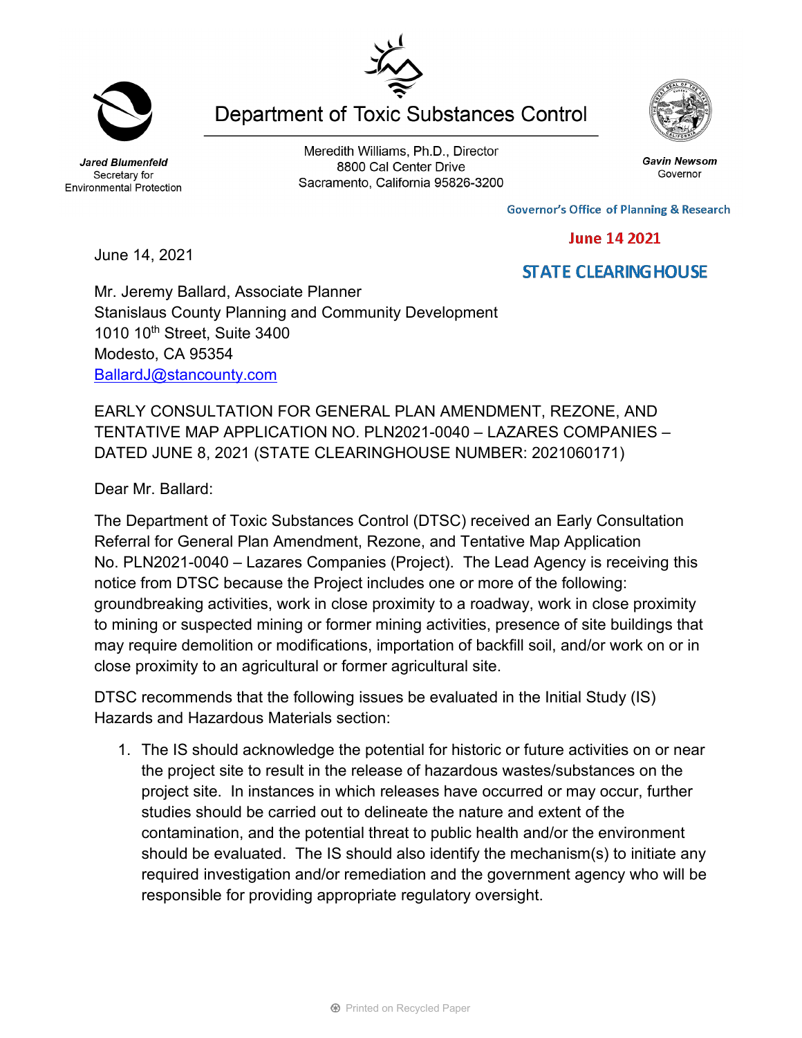Department of Toxic Substances Control

**_Jared Blumenfeld_**
Secretary for
Environmental Protection

Meredith Williams, Ph.D., Director
8800 Cal Center Drive
Sacramento, California 95826-3200

**_Gavin Newsom_**
Governor

Governor's Office of Planning & Research

June 14 2021

STATE CLEARINGHOUSE

June 14, 2021

Mr. Jeremy Ballard, Associate Planner
Stanislaus County Planning and Community Development
1010 10th Street, Suite 3400
Modesto, CA 95354
BallardJ@stancounty.com

EARLY CONSULTATION FOR GENERAL PLAN AMENDMENT, REZONE, AND TENTATIVE MAP APPLICATION NO. PLN2021-0040 – LAZARES COMPANIES – DATED JUNE 8, 2021 (STATE CLEARINGHOUSE NUMBER: 2021060171)

Dear Mr. Ballard:

The Department of Toxic Substances Control (DTSC) received an Early Consultation Referral for General Plan Amendment, Rezone, and Tentative Map Application No. PLN2021-0040 – Lazares Companies (Project). The Lead Agency is receiving this notice from DTSC because the Project includes one or more of the following: groundbreaking activities, work in close proximity to a roadway, work in close proximity to mining or suspected mining or former mining activities, presence of site buildings that may require demolition or modifications, importation of backfill soil, and/or work on or in close proximity to an agricultural or former agricultural site.

DTSC recommends that the following issues be evaluated in the Initial Study (IS) Hazards and Hazardous Materials section:

1. The IS should acknowledge the potential for historic or future activities on or near the project site to result in the release of hazardous wastes/substances on the project site. In instances in which releases have occurred or may occur, further studies should be carried out to delineate the nature and extent of the contamination, and the potential threat to public health and/or the environment should be evaluated. The IS should also identify the mechanism(s) to initiate any required investigation and/or remediation and the government agency who will be responsible for providing appropriate regulatory oversight.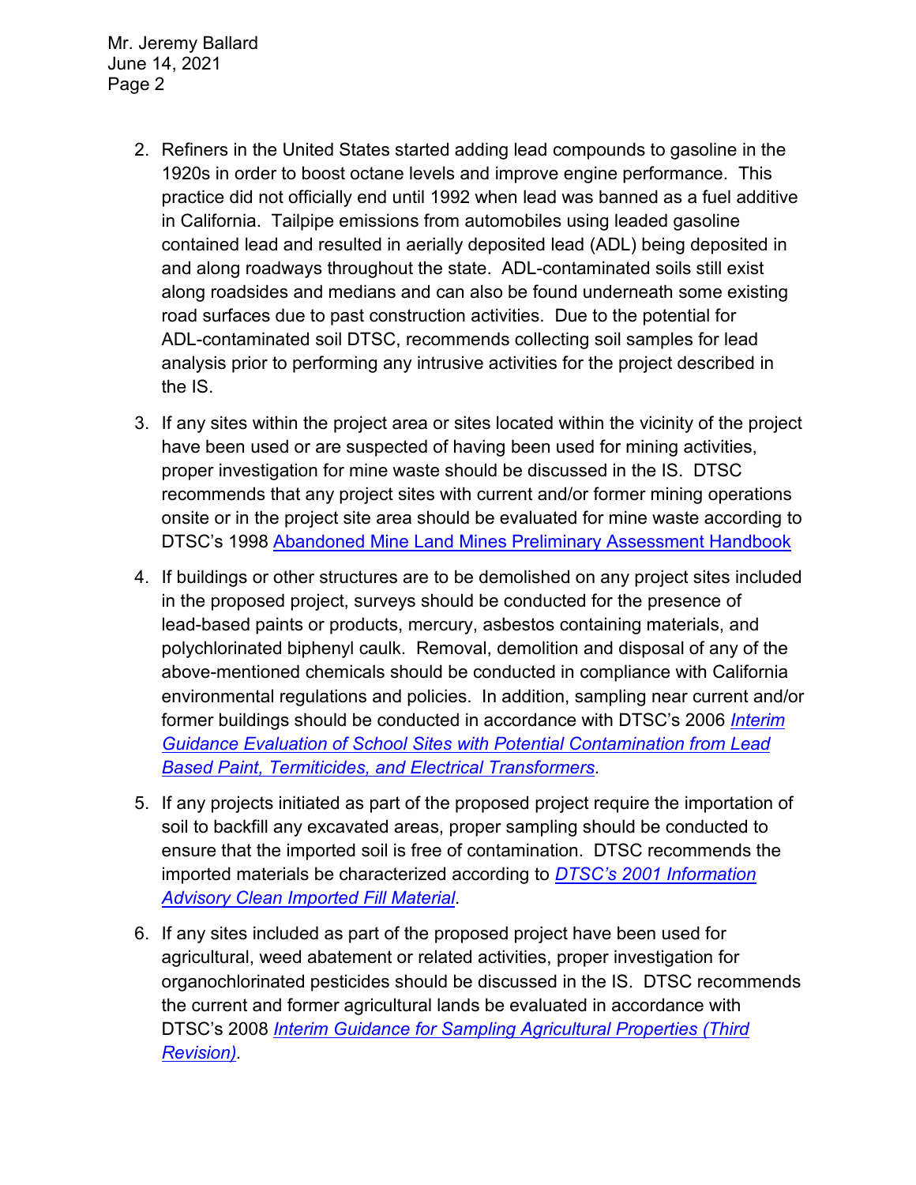2. Refiners in the United States started adding lead compounds to gasoline in the 1920s in order to boost octane levels and improve engine performance. This practice did not officially end until 1992 when lead was banned as a fuel additive in California. Tailpipe emissions from automobiles using leaded gasoline contained lead and resulted in aerially deposited lead (ADL) being deposited in and along roadways throughout the state. ADL-contaminated soils still exist along roadsides and medians and can also be found underneath some existing road surfaces due to past construction activities. Due to the potential for ADL-contaminated soil DTSC, recommends collecting soil samples for lead analysis prior to performing any intrusive activities for the project described in the IS.

3. If any sites within the project area or sites located within the vicinity of the project have been used or are suspected of having been used for mining activities, proper investigation for mine waste should be discussed in the IS. DTSC recommends that any project sites with current and/or former mining operations onsite or in the project site area should be evaluated for mine waste according to DTSC's 1998 Abandoned Mine Land Mines Preliminary Assessment Handbook

4. If buildings or other structures are to be demolished on any project sites included in the proposed project, surveys should be conducted for the presence of lead-based paints or products, mercury, asbestos containing materials, and polychlorinated biphenyl caulk. Removal, demolition and disposal of any of the above-mentioned chemicals should be conducted in compliance with California environmental regulations and policies. In addition, sampling near current and/or former buildings should be conducted in accordance with DTSC's 2006 *Interim Guidance Evaluation of School Sites with Potential Contamination from Lead Based Paint, Termiticides, and Electrical Transformers*.

5. If any projects initiated as part of the proposed project require the importation of soil to backfill any excavated areas, proper sampling should be conducted to ensure that the imported soil is free of contamination. DTSC recommends the imported materials be characterized according to *DTSC's 2001 Information Advisory Clean Imported Fill Material*.

6. If any sites included as part of the proposed project have been used for agricultural, weed abatement or related activities, proper investigation for organochlorinated pesticides should be discussed in the IS. DTSC recommends the current and former agricultural lands be evaluated in accordance with DTSC's 2008 *Interim Guidance for Sampling Agricultural Properties (Third Revision)*.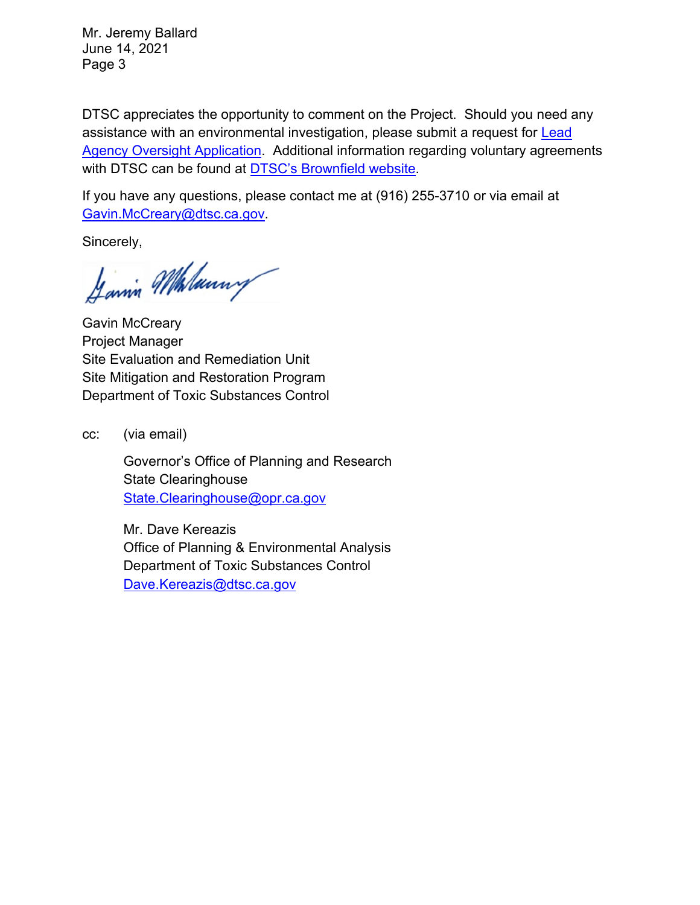DTSC appreciates the opportunity to comment on the Project. Should you need any assistance with an environmental investigation, please submit a request for Lead Agency Oversight Application. Additional information regarding voluntary agreements with DTSC can be found at DTSC's Brownfield website.

If you have any questions, please contact me at (916) 255-3710 or via email at Gavin.McCreary@dtsc.ca.gov.

Sincerely,

Gavin McCreary
Project Manager
Site Evaluation and Remediation Unit
Site Mitigation and Restoration Program
Department of Toxic Substances Control

cc: (via email)

Governor's Office of Planning and Research
State Clearinghouse
State.Clearinghouse@opr.ca.gov

Mr. Dave Kereazis
Office of Planning & Environmental Analysis
Department of Toxic Substances Control
Dave.Kereazis@dtsc.ca.gov